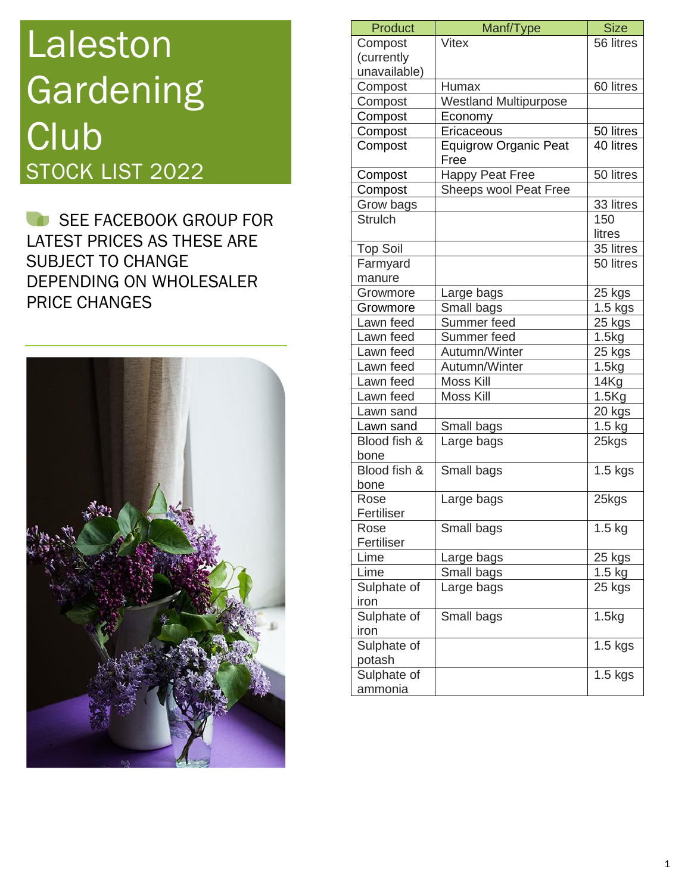# Laleston Gardening Club

## STOCK LIST 2022

SEE FACEBOOK GROUP FOR LATEST PRICES AS THESE ARE SUBJECT TO CHANGE DEPENDING ON WHOLESALER PRICE CHANGES

| Product | Manf/Type | Size |
|---|---|---|
| Compost (currently unavailable) | Vitex | 56 litres |
| Compost | Humax | 60 litres |
| Compost | Westland Multipurpose | |
| Compost | Economy | |
| Compost | Ericaceous | 50 litres |
| Compost | Equigrow Organic Peat Free | 40 litres |
| Compost | Happy Peat Free | 50 litres |
| Compost | Sheeps wool Peat Free | |
| Grow bags | | 33 litres |
| Strulch | | 150 litres |
| Top Soil | | 35 litres |
| Farmyard manure | | 50 litres |
| Growmore | Large bags | 25 kgs |
| Growmore | Small bags | 1.5 kgs |
| Lawn feed | Summer feed | 25 kgs |
| Lawn feed | Summer feed | 1.5kg |
| Lawn feed | Autumn/Winter | 25 kgs |
| Lawn feed | Autumn/Winter | 1.5kg |
| Lawn feed | Moss Kill | 14Kg |
| Lawn feed | Moss Kill | 1.5Kg |
| Lawn sand | | 20 kgs |
| Lawn sand | Small bags | 1.5 kg |
| Blood fish & bone | Large bags | 25kgs |
| Blood fish & bone | Small bags | 1.5 kgs |
| Rose Fertiliser | Large bags | 25kgs |
| Rose Fertiliser | Small bags | 1.5 kg |
| Lime | Large bags | 25 kgs |
| Lime | Small bags | 1.5 kg |
| Sulphate of iron | Large bags | 25 kgs |
| Sulphate of iron | Small bags | 1.5kg |
| Sulphate of potash | | 1.5 kgs |
| Sulphate of ammonia | | 1.5 kgs |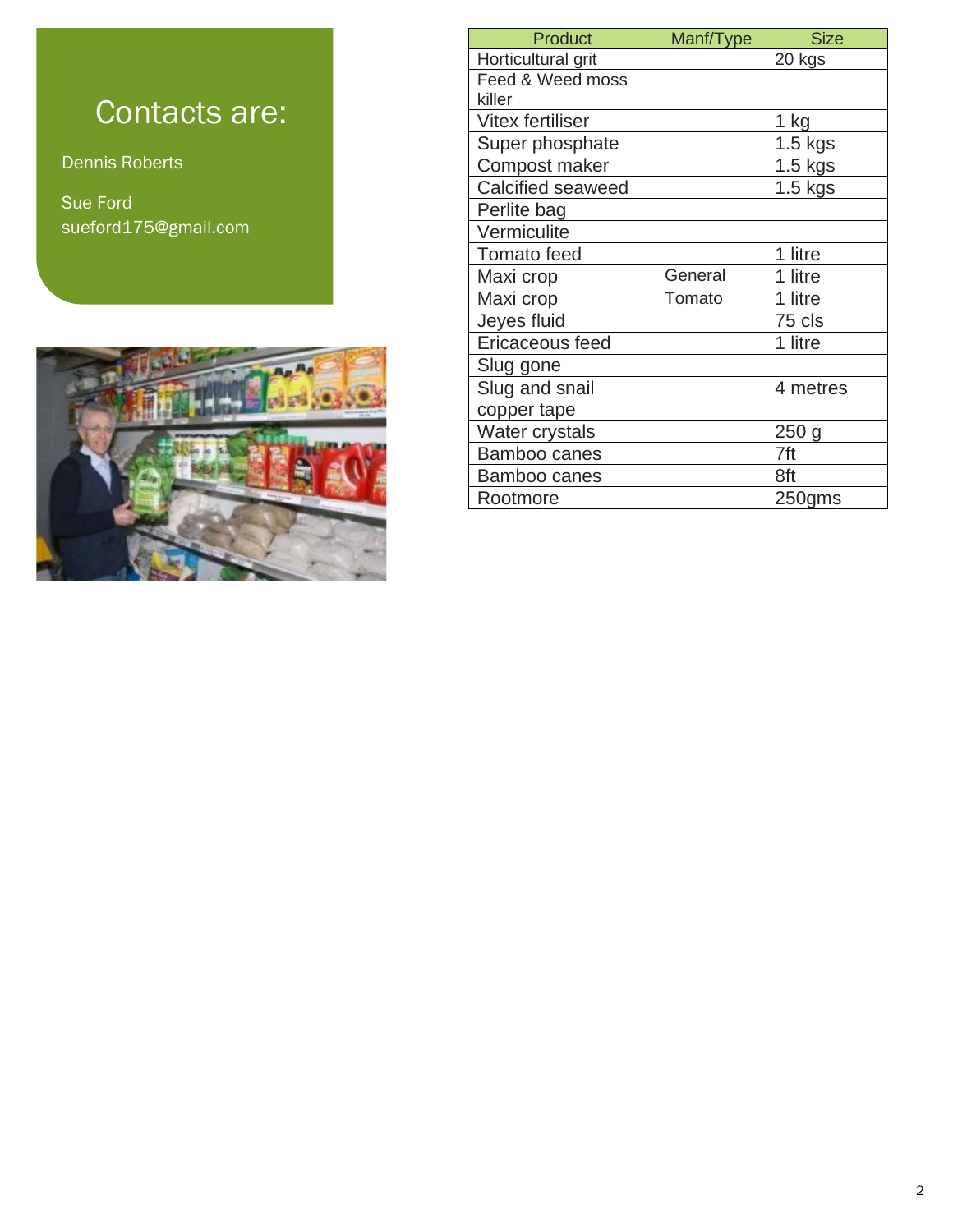## Contacts are:

Dennis Roberts

Sue Ford
sueford175@gmail.com

| Product | Manf/Type | Size |
|---|---|---|
| Horticultural grit | | 20 kgs |
| Feed & Weed moss killer | | |
| Vitex fertiliser | | 1 kg |
| Super phosphate | | 1.5 kgs |
| Compost maker | | 1.5 kgs |
| Calcified seaweed | | 1.5 kgs |
| Perlite bag | | |
| Vermiculite | | |
| Tomato feed | | 1 litre |
| Maxi crop | General | 1 litre |
| Maxi crop | Tomato | 1 litre |
| Jeyes fluid | | 75 cls |
| Ericaceous feed | | 1 litre |
| Slug gone | | |
| Slug and snail copper tape | | 4 metres |
| Water crystals | | 250 g |
| Bamboo canes | | 7ft |
| Bamboo canes | | 8ft |
| Rootmore | | 250gms |